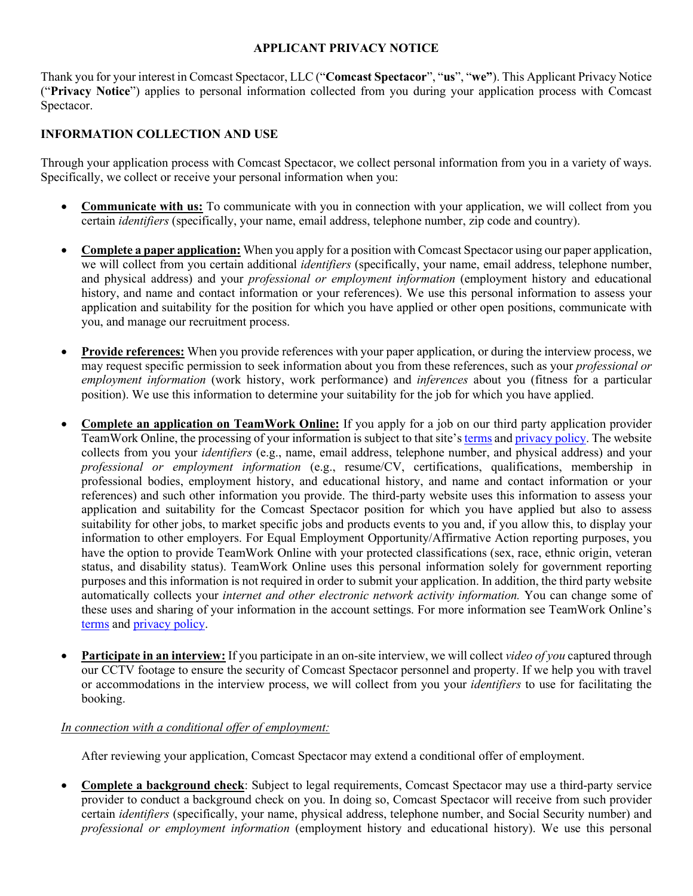# APPLICANT PRIVACY NOTICE

Thank you for your interest in Comcast Spectacor, LLC ("**Comcast Spectacor**", "**us**", "**we"**). This Applicant Privacy Notice ("**Privacy Notice**") applies to personal information collected from you during your application process with Comcast Spectacor.

## INFORMATION COLLECTION AND USE

Through your application process with Comcast Spectacor, we collect personal information from you in a variety of ways. Specifically, we collect or receive your personal information when you:

- **Communicate with us:** To communicate with you in connection with your application, we will collect from you certain *identifiers* (specifically, your name, email address, telephone number, zip code and country).

- **Complete a paper application:** When you apply for a position with Comcast Spectacor using our paper application, we will collect from you certain additional *identifiers* (specifically, your name, email address, telephone number, and physical address) and your *professional or employment information* (employment history and educational history, and name and contact information or your references). We use this personal information to assess your application and suitability for the position for which you have applied or other open positions, communicate with you, and manage our recruitment process.

- **Provide references:** When you provide references with your paper application, or during the interview process, we may request specific permission to seek information about you from these references, such as your *professional or employment information* (work history, work performance) and *inferences* about you (fitness for a particular position). We use this information to determine your suitability for the job for which you have applied.

- **Complete an application on TeamWork Online:** If you apply for a job on our third party application provider TeamWork Online, the processing of your information is subject to that site's terms and privacy policy. The website collects from you your *identifiers* (e.g., name, email address, telephone number, and physical address) and your *professional or employment information* (e.g., resume/CV, certifications, qualifications, membership in professional bodies, employment history, and educational history, and name and contact information or your references) and such other information you provide. The third-party website uses this information to assess your application and suitability for the Comcast Spectacor position for which you have applied but also to assess suitability for other jobs, to market specific jobs and products events to you and, if you allow this, to display your information to other employers. For Equal Employment Opportunity/Affirmative Action reporting purposes, you have the option to provide TeamWork Online with your protected classifications (sex, race, ethnic origin, veteran status, and disability status). TeamWork Online uses this personal information solely for government reporting purposes and this information is not required in order to submit your application. In addition, the third party website automatically collects your *internet and other electronic network activity information.* You can change some of these uses and sharing of your information in the account settings. For more information see TeamWork Online's terms and privacy policy.

- **Participate in an interview:** If you participate in an on-site interview, we will collect *video of you* captured through our CCTV footage to ensure the security of Comcast Spectacor personnel and property. If we help you with travel or accommodations in the interview process, we will collect from you your *identifiers* to use for facilitating the booking.

*In connection with a conditional offer of employment:*

After reviewing your application, Comcast Spectacor may extend a conditional offer of employment.

- **Complete a background check**: Subject to legal requirements, Comcast Spectacor may use a third-party service provider to conduct a background check on you. In doing so, Comcast Spectacor will receive from such provider certain *identifiers* (specifically, your name, physical address, telephone number, and Social Security number) and *professional or employment information* (employment history and educational history). We use this personal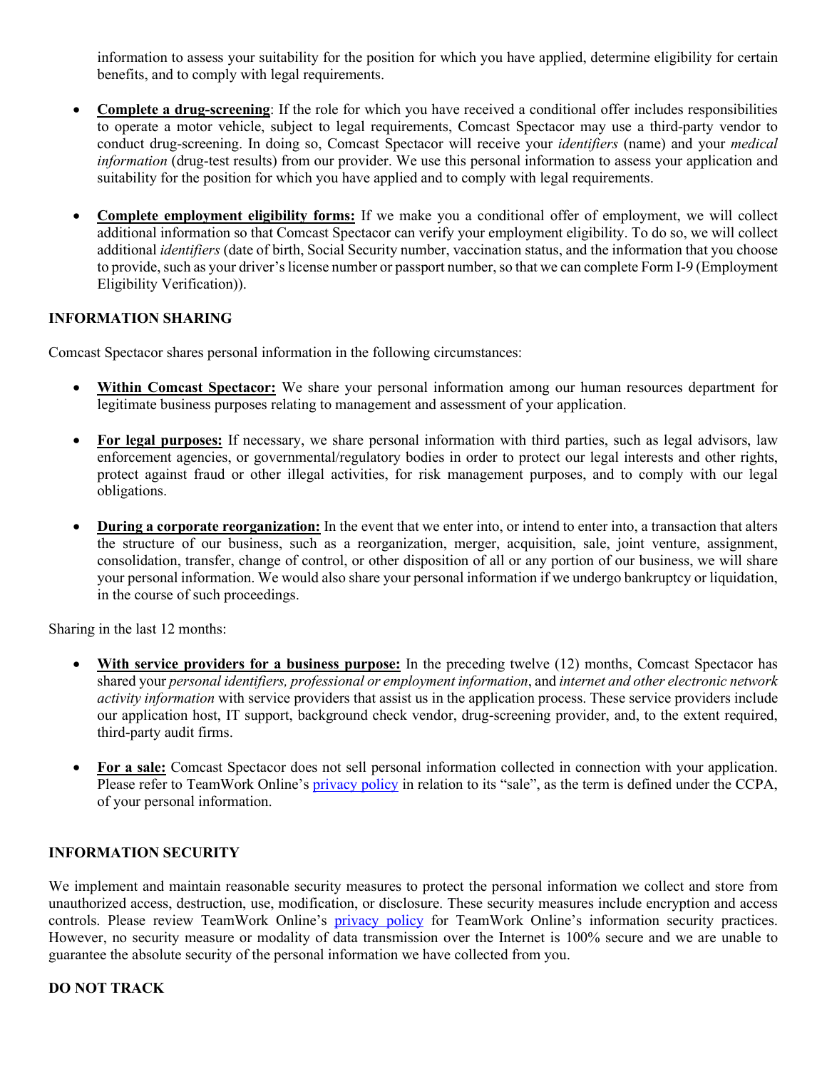information to assess your suitability for the position for which you have applied, determine eligibility for certain benefits, and to comply with legal requirements.

- **Complete a drug-screening**: If the role for which you have received a conditional offer includes responsibilities to operate a motor vehicle, subject to legal requirements, Comcast Spectacor may use a third-party vendor to conduct drug-screening. In doing so, Comcast Spectacor will receive your *identifiers* (name) and your *medical information* (drug-test results) from our provider. We use this personal information to assess your application and suitability for the position for which you have applied and to comply with legal requirements.

- **Complete employment eligibility forms:** If we make you a conditional offer of employment, we will collect additional information so that Comcast Spectacor can verify your employment eligibility. To do so, we will collect additional *identifiers* (date of birth, Social Security number, vaccination status, and the information that you choose to provide, such as your driver's license number or passport number, so that we can complete Form I-9 (Employment Eligibility Verification)).

**INFORMATION SHARING**

Comcast Spectacor shares personal information in the following circumstances:

- **Within Comcast Spectacor:** We share your personal information among our human resources department for legitimate business purposes relating to management and assessment of your application.

- **For legal purposes:** If necessary, we share personal information with third parties, such as legal advisors, law enforcement agencies, or governmental/regulatory bodies in order to protect our legal interests and other rights, protect against fraud or other illegal activities, for risk management purposes, and to comply with our legal obligations.

- **During a corporate reorganization:** In the event that we enter into, or intend to enter into, a transaction that alters the structure of our business, such as a reorganization, merger, acquisition, sale, joint venture, assignment, consolidation, transfer, change of control, or other disposition of all or any portion of our business, we will share your personal information. We would also share your personal information if we undergo bankruptcy or liquidation, in the course of such proceedings.

Sharing in the last 12 months:

- **With service providers for a business purpose:** In the preceding twelve (12) months, Comcast Spectacor has shared your *personal identifiers, professional or employment information*, and *internet and other electronic network activity information* with service providers that assist us in the application process. These service providers include our application host, IT support, background check vendor, drug-screening provider, and, to the extent required, third-party audit firms.

- **For a sale:** Comcast Spectacor does not sell personal information collected in connection with your application. Please refer to TeamWork Online's privacy policy in relation to its "sale", as the term is defined under the CCPA, of your personal information.

**INFORMATION SECURITY**

We implement and maintain reasonable security measures to protect the personal information we collect and store from unauthorized access, destruction, use, modification, or disclosure. These security measures include encryption and access controls. Please review TeamWork Online's privacy policy for TeamWork Online's information security practices. However, no security measure or modality of data transmission over the Internet is 100% secure and we are unable to guarantee the absolute security of the personal information we have collected from you.

**DO NOT TRACK**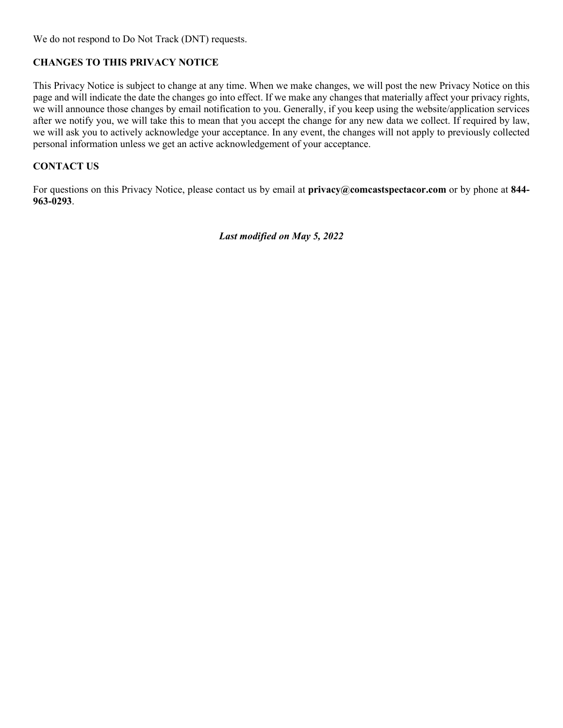We do not respond to Do Not Track (DNT) requests.

## CHANGES TO THIS PRIVACY NOTICE

This Privacy Notice is subject to change at any time. When we make changes, we will post the new Privacy Notice on this page and will indicate the date the changes go into effect. If we make any changes that materially affect your privacy rights, we will announce those changes by email notification to you. Generally, if you keep using the website/application services after we notify you, we will take this to mean that you accept the change for any new data we collect. If required by law, we will ask you to actively acknowledge your acceptance. In any event, the changes will not apply to previously collected personal information unless we get an active acknowledgement of your acceptance.

## CONTACT US

For questions on this Privacy Notice, please contact us by email at **privacy@comcastspectacor.com** or by phone at **844-963-0293**.

***Last modified on May 5, 2022***